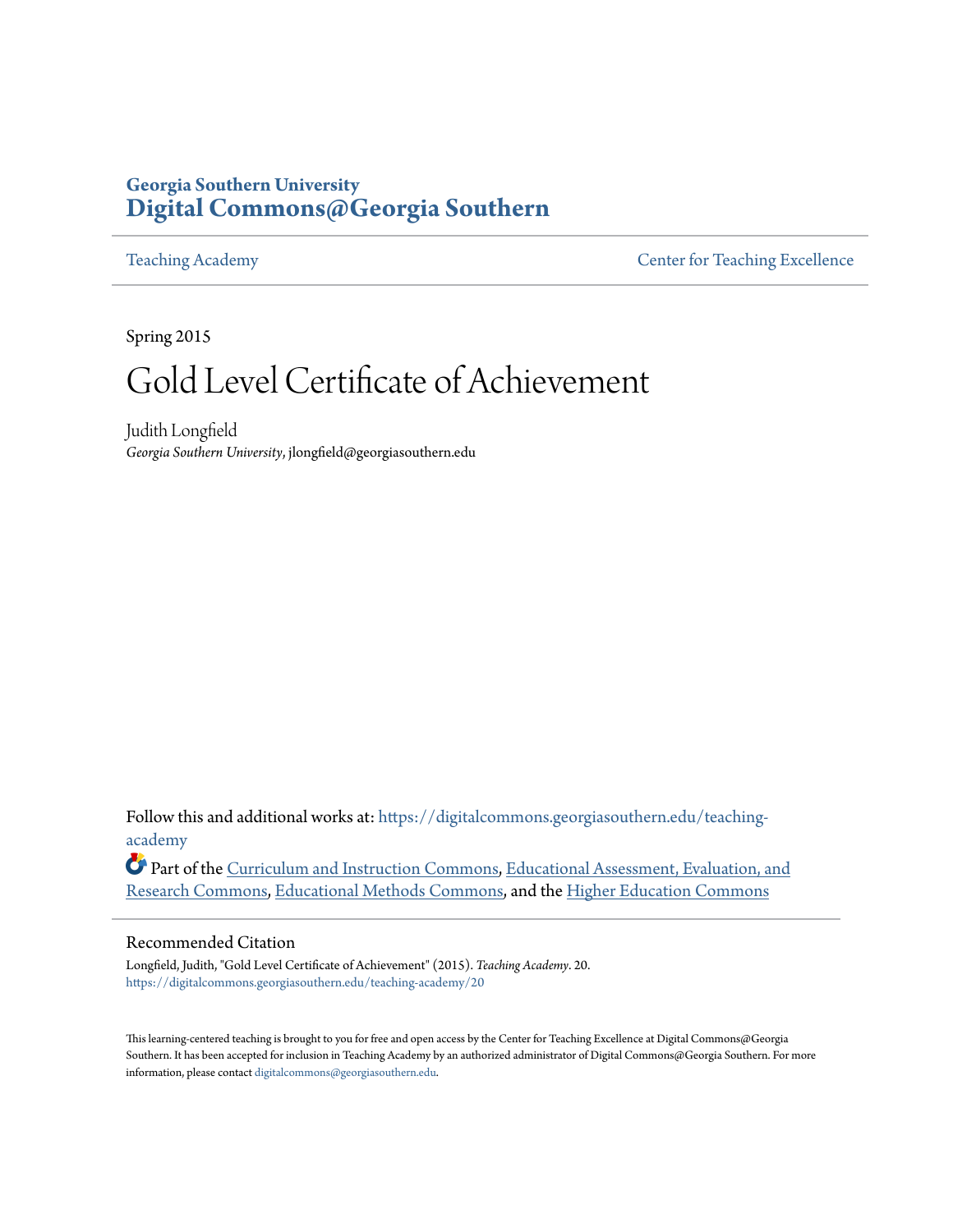**Georgia Southern University**
# Digital Commons@Georgia Southern

Teaching Academy | Center for Teaching Excellence

Spring 2015

# Gold Level Certificate of Achievement

Judith Longfield
*Georgia Southern University*, jlongfield@georgiasouthern.edu

Follow this and additional works at: https://digitalcommons.georgiasouthern.edu/teaching-academy

Part of the Curriculum and Instruction Commons, Educational Assessment, Evaluation, and Research Commons, Educational Methods Commons, and the Higher Education Commons

## Recommended Citation

Longfield, Judith, "Gold Level Certificate of Achievement" (2015). *Teaching Academy*. 20.
https://digitalcommons.georgiasouthern.edu/teaching-academy/20

This learning-centered teaching is brought to you for free and open access by the Center for Teaching Excellence at Digital Commons@Georgia Southern. It has been accepted for inclusion in Teaching Academy by an authorized administrator of Digital Commons@Georgia Southern. For more information, please contact digitalcommons@georgiasouthern.edu.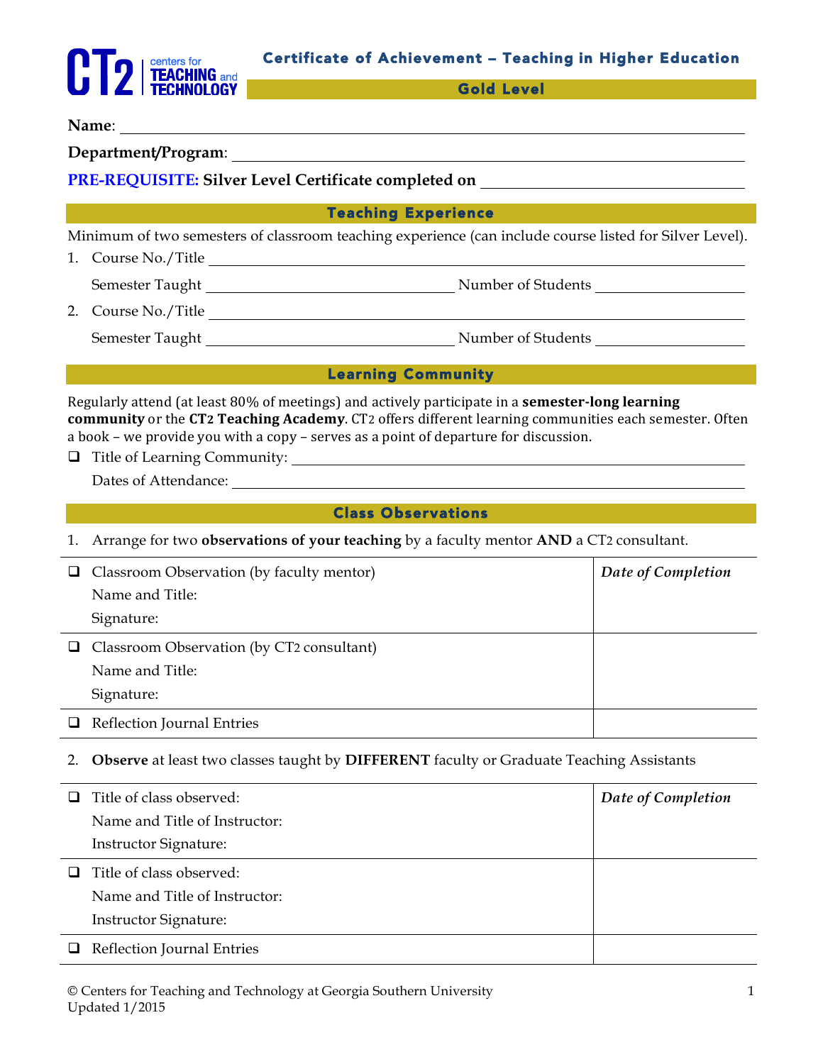# Certificate of Achievement – Teaching in Higher Education

## Gold Level

**Name**: \_\_\_\_\_\_\_\_\_\_\_\_\_\_\_\_\_\_\_\_\_\_\_\_\_\_\_\_\_\_\_\_\_\_\_\_\_\_\_\_\_\_

**Department/Program**: \_\_\_\_\_\_\_\_\_\_\_\_\_\_\_\_\_\_\_\_\_\_\_\_\_\_\_\_\_\_\_\_\_\_\_\_\_\_\_\_\_\_

**PRE-REQUISITE: Silver Level Certificate completed on** \_\_\_\_\_\_\_\_\_\_\_\_\_\_\_\_\_\_\_\_\_\_

### Teaching Experience

Minimum of two semesters of classroom teaching experience (can include course listed for Silver Level).

1. Course No./Title \_\_\_\_\_\_\_\_\_\_\_\_\_\_\_\_\_\_\_\_\_\_\_\_\_\_\_\_\_\_\_\_\_\_\_\_\_\_\_\_\_\_

   Semester Taught \_\_\_\_\_\_\_\_\_\_\_\_\_\_\_\_\_\_\_\_ Number of Students \_\_\_\_\_\_\_\_\_\_\_\_\_\_

2. Course No./Title \_\_\_\_\_\_\_\_\_\_\_\_\_\_\_\_\_\_\_\_\_\_\_\_\_\_\_\_\_\_\_\_\_\_\_\_\_\_\_\_\_\_

   Semester Taught \_\_\_\_\_\_\_\_\_\_\_\_\_\_\_\_\_\_\_\_ Number of Students \_\_\_\_\_\_\_\_\_\_\_\_\_\_

### Learning Community

Regularly attend (at least 80% of meetings) and actively participate in a **semester-long learning community** or the **CT2 Teaching Academy**. CT2 offers different learning communities each semester. Often a book – we provide you with a copy – serves as a point of departure for discussion.

- ❑ Title of Learning Community: \_\_\_\_\_\_\_\_\_\_\_\_\_\_\_\_\_\_\_\_\_\_\_\_\_\_\_\_\_\_\_\_\_\_\_\_

  Dates of Attendance: \_\_\_\_\_\_\_\_\_\_\_\_\_\_\_\_\_\_\_\_\_\_\_\_\_\_\_\_\_\_\_\_\_\_\_\_\_\_\_\_

### Class Observations

1. Arrange for two **observations of your teaching** by a faculty mentor **AND** a CT2 consultant.

| | *Date of Completion* |
|---|---|
| ❑ Classroom Observation (by faculty mentor)<br>Name and Title:<br>Signature: | |
| ❑ Classroom Observation (by CT2 consultant)<br>Name and Title:<br>Signature: | |
| ❑ Reflection Journal Entries | |

2. **Observe** at least two classes taught by **DIFFERENT** faculty or Graduate Teaching Assistants

| | *Date of Completion* |
|---|---|
| ❑ Title of class observed:<br>Name and Title of Instructor:<br>Instructor Signature: | |
| ❑ Title of class observed:<br>Name and Title of Instructor:<br>Instructor Signature: | |
| ❑ Reflection Journal Entries | |

© Centers for Teaching and Technology at Georgia Southern University
Updated 1/2015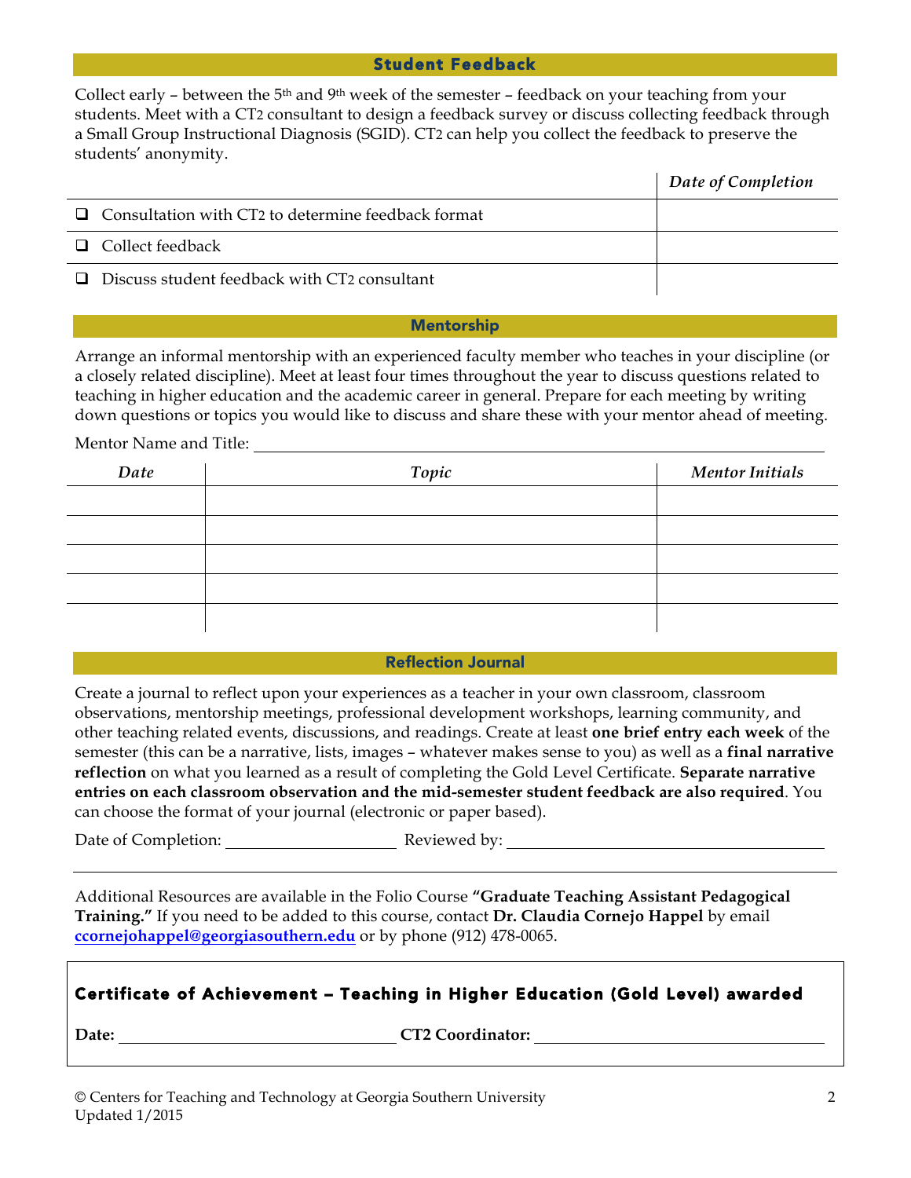## Student Feedback

Collect early – between the 5th and 9th week of the semester – feedback on your teaching from your students. Meet with a CT2 consultant to design a feedback survey or discuss collecting feedback through a Small Group Instructional Diagnosis (SGID). CT2 can help you collect the feedback to preserve the students' anonymity.

| | *Date of Completion* |
|---|---|
| ❑ Consultation with CT2 to determine feedback format | |
| ❑ Collect feedback | |
| ❑ Discuss student feedback with CT2 consultant | |

## Mentorship

Arrange an informal mentorship with an experienced faculty member who teaches in your discipline (or a closely related discipline). Meet at least four times throughout the year to discuss questions related to teaching in higher education and the academic career in general. Prepare for each meeting by writing down questions or topics you would like to discuss and share these with your mentor ahead of meeting.

Mentor Name and Title: ____________________________________________

| *Date* | *Topic* | *Mentor Initials* |
|---|---|---|
| | | |
| | | |
| | | |
| | | |
| | | |

## Reflection Journal

Create a journal to reflect upon your experiences as a teacher in your own classroom, classroom observations, mentorship meetings, professional development workshops, learning community, and other teaching related events, discussions, and readings. Create at least **one brief entry each week** of the semester (this can be a narrative, lists, images – whatever makes sense to you) as well as a **final narrative reflection** on what you learned as a result of completing the Gold Level Certificate. **Separate narrative entries on each classroom observation and the mid-semester student feedback are also required**. You can choose the format of your journal (electronic or paper based).

Date of Completion: ____________________ Reviewed by: ________________________________

---

Additional Resources are available in the Folio Course **"Graduate Teaching Assistant Pedagogical Training."** If you need to be added to this course, contact **Dr. Claudia Cornejo Happel** by email **ccornejohappel@georgiasouthern.edu** or by phone (912) 478-0065.

**Certificate of Achievement – Teaching in Higher Education (Gold Level) awarded**

**Date:** ______________________________ **CT2 Coordinator:** ______________________________

© Centers for Teaching and Technology at Georgia Southern University
Updated 1/2015